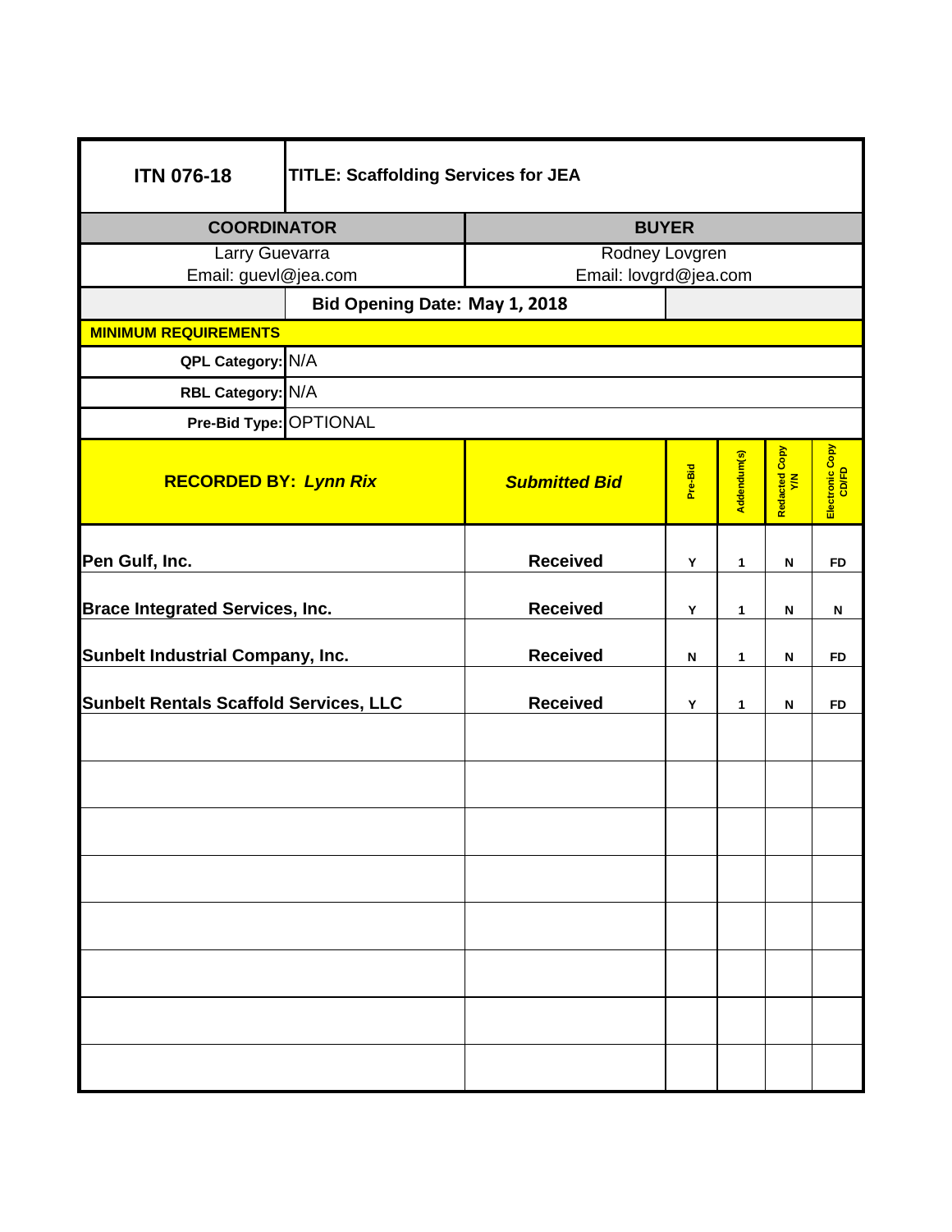| ITN 076-18 | TITLE: Scaffolding Services for JEA | | | | | |
|---|---|---|---|---|---|---|
| **COORDINATOR** | | **BUYER** | | | | |
| Larry Guevarra<br>Email: guevl@jea.com | | Rodney Lovgren<br>Email: lovgrd@jea.com | | | | |
| | **Bid Opening Date: May 1, 2018** | | | | | |
| **MINIMUM REQUIREMENTS** | | | | | | |
| **QPL Category:** | N/A | | | | | |
| **RBL Category:** | N/A | | | | | |
| **Pre-Bid Type:** | OPTIONAL | | | | | |

| **RECORDED BY:** ***Lynn Rix*** | ***Submitted Bid*** | **Pre-Bid** | **Addendum(s)** | **Redacted Copy Y/N** | **Electronic Copy CD/FD** |
|---|---|---|---|---|---|
| **Pen Gulf, Inc.** | **Received** | Y | 1 | N | FD |
| **Brace Integrated Services, Inc.** | **Received** | Y | 1 | N | N |
| **Sunbelt Industrial Company, Inc.** | **Received** | N | 1 | N | FD |
| **Sunbelt Rentals Scaffold Services, LLC** | **Received** | Y | 1 | N | FD |
| | | | | | |
| | | | | | |
| | | | | | |
| | | | | | |
| | | | | | |
| | | | | | |
| | | | | | |
| | | | | | |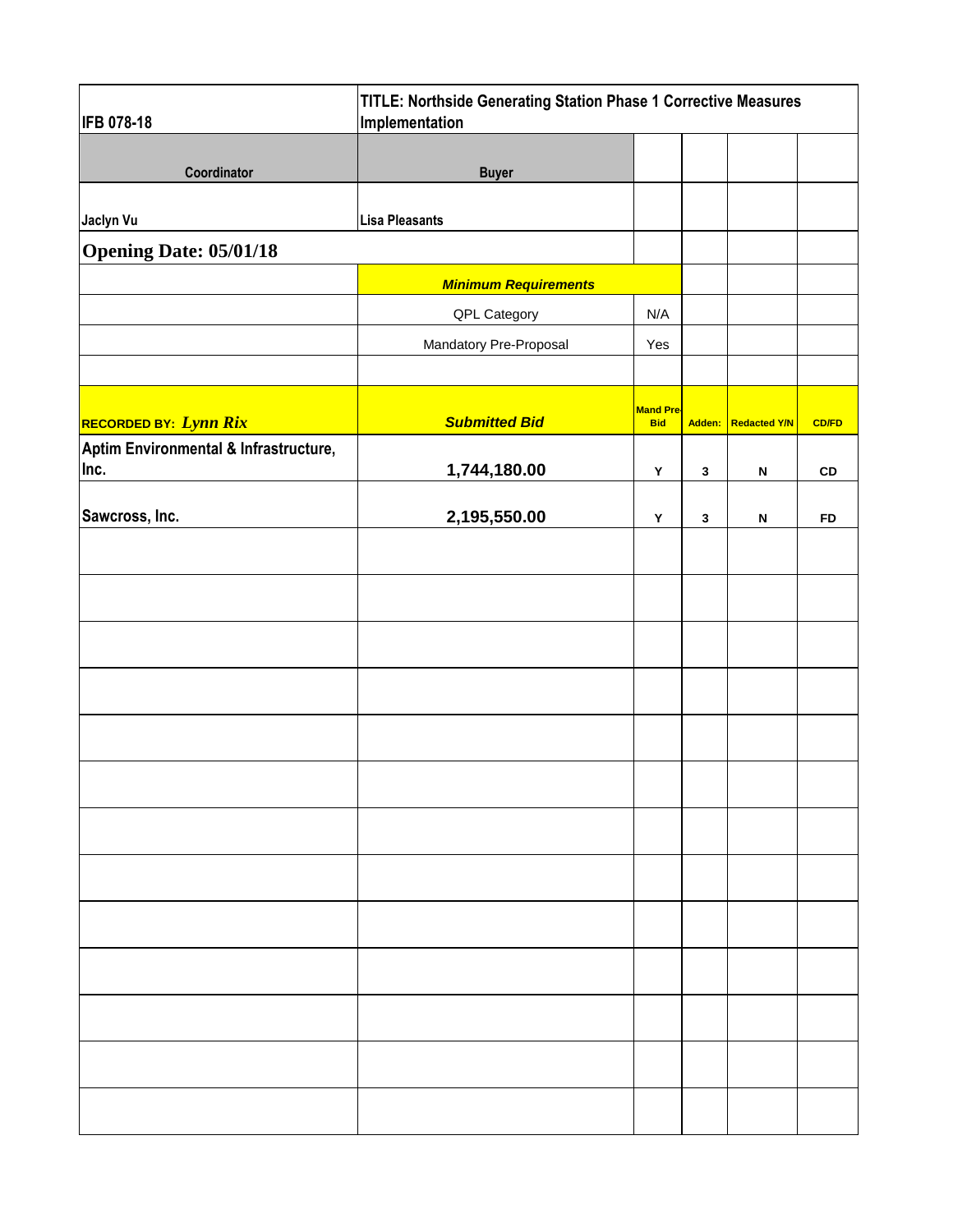| IFB 078-18 | TITLE: Northside Generating Station Phase 1 Corrective Measures Implementation | | | | |
|---|---|---|---|---|---|
| **Coordinator** | **Buyer** | | | | |
| Jaclyn Vu | Lisa Pleasants | | | | |
| **Opening Date: 05/01/18** | | | | | |
| | ***Minimum Requirements*** | | | | |
| | QPL Category | N/A | | | |
| | Mandatory Pre-Proposal | Yes | | | |
| | | | | | |
| **RECORDED BY:** ***Lynn Rix*** | ***Submitted Bid*** | **Mand Pre-Bid** | **Adden:** | **Redacted Y/N** | **CD/FD** |
| Aptim Environmental & Infrastructure, Inc. | **1,744,180.00** | **Y** | **3** | **N** | **CD** |
| Sawcross, Inc. | **2,195,550.00** | **Y** | **3** | **N** | **FD** |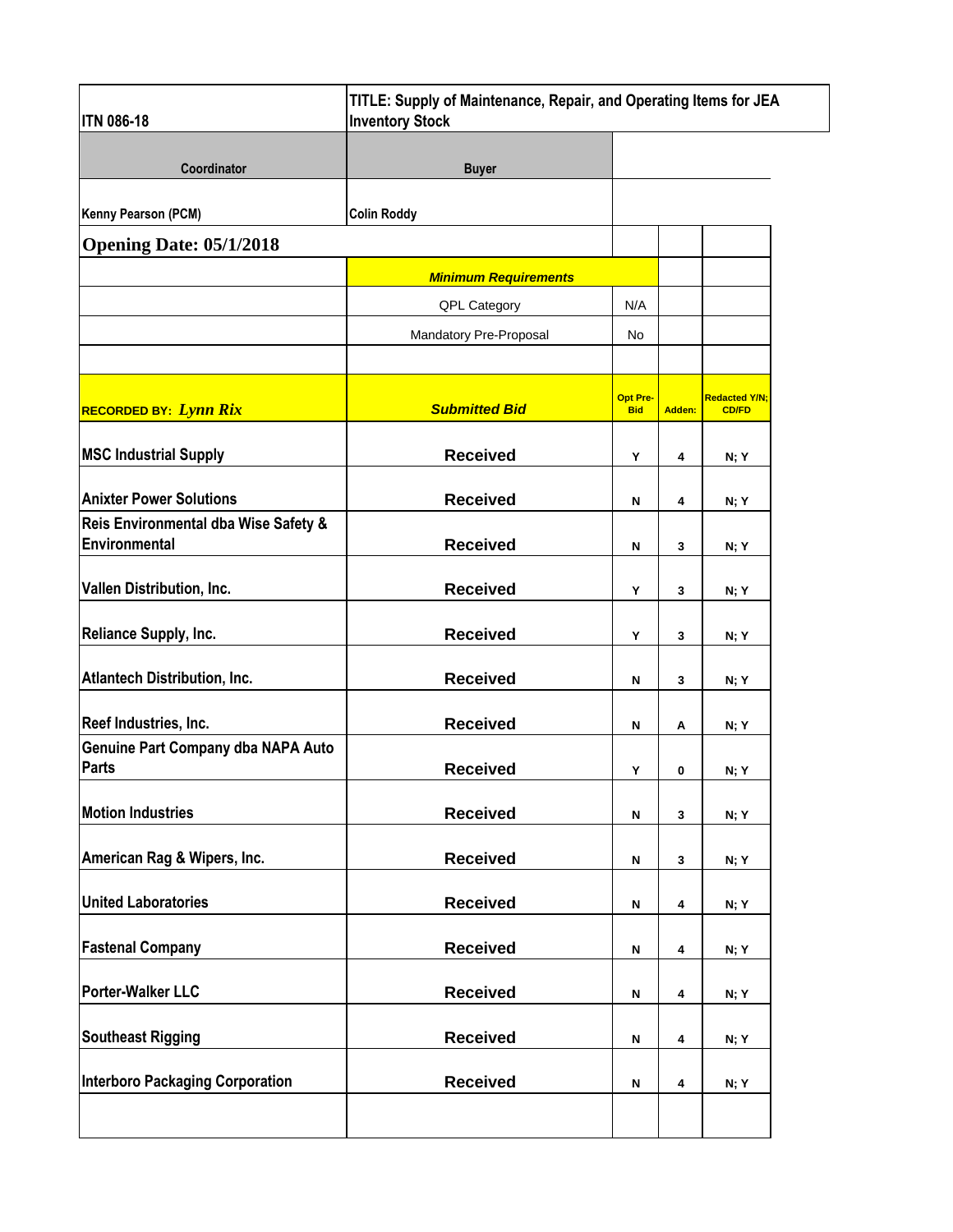| ITN 086-18 | TITLE: Supply of Maintenance, Repair, and Operating Items for JEA Inventory Stock | | | |
|---|---|---|---|---|
| **Coordinator** | **Buyer** | | | |
| Kenny Pearson (PCM) | Colin Roddy | | | |
| **Opening Date: 05/1/2018** | | | | |
| | ***Minimum Requirements*** | | | |
| | QPL Category | N/A | | |
| | Mandatory Pre-Proposal | No | | |
| | | | | |
| **RECORDED BY:** ***Lynn Rix*** | ***Submitted Bid*** | **Opt Pre-Bid** | **Adden:** | **Redacted Y/N; CD/FD** |
| MSC Industrial Supply | **Received** | Y | 4 | N; Y |
| Anixter Power Solutions | **Received** | N | 4 | N; Y |
| Reis Environmental dba Wise Safety & Environmental | **Received** | N | 3 | N; Y |
| Vallen Distribution, Inc. | **Received** | Y | 3 | N; Y |
| Reliance Supply, Inc. | **Received** | Y | 3 | N; Y |
| Atlantech Distribution, Inc. | **Received** | N | 3 | N; Y |
| Reef Industries, Inc. | **Received** | N | A | N; Y |
| Genuine Part Company dba NAPA Auto Parts | **Received** | Y | 0 | N; Y |
| Motion Industries | **Received** | N | 3 | N; Y |
| American Rag & Wipers, Inc. | **Received** | N | 3 | N; Y |
| United Laboratories | **Received** | N | 4 | N; Y |
| Fastenal Company | **Received** | N | 4 | N; Y |
| Porter-Walker LLC | **Received** | N | 4 | N; Y |
| Southeast Rigging | **Received** | N | 4 | N; Y |
| Interboro Packaging Corporation | **Received** | N | 4 | N; Y |
| | | | | |